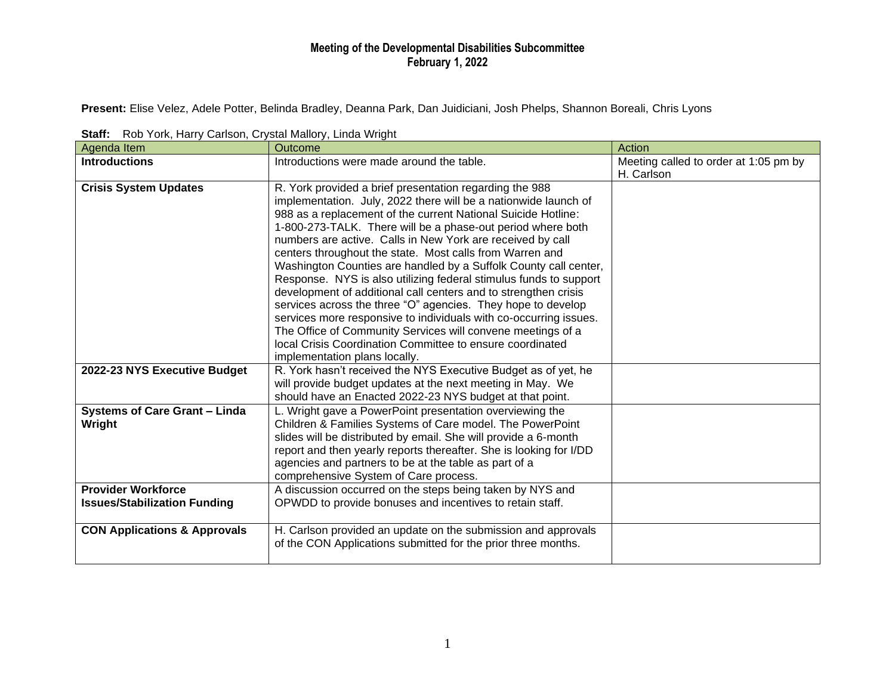# Meeting of the Developmental Disabilities Subcommittee
## February 1, 2022

**Present:** Elise Velez, Adele Potter, Belinda Bradley, Deanna Park, Dan Juidiciani, Josh Phelps, Shannon Boreali, Chris Lyons

**Staff:** Rob York, Harry Carlson, Crystal Mallory, Linda Wright

| Agenda Item | Outcome | Action |
|---|---|---|
| **Introductions** | Introductions were made around the table. | Meeting called to order at 1:05 pm by H. Carlson |
| **Crisis System Updates** | R. York provided a brief presentation regarding the 988 implementation. July, 2022 there will be a nationwide launch of 988 as a replacement of the current National Suicide Hotline: 1-800-273-TALK. There will be a phase-out period where both numbers are active. Calls in New York are received by call centers throughout the state. Most calls from Warren and Washington Counties are handled by a Suffolk County call center, Response. NYS is also utilizing federal stimulus funds to support development of additional call centers and to strengthen crisis services across the three "O" agencies. They hope to develop services more responsive to individuals with co-occurring issues. The Office of Community Services will convene meetings of a local Crisis Coordination Committee to ensure coordinated implementation plans locally. | |
| **2022-23 NYS Executive Budget** | R. York hasn't received the NYS Executive Budget as of yet, he will provide budget updates at the next meeting in May. We should have an Enacted 2022-23 NYS budget at that point. | |
| **Systems of Care Grant – Linda Wright** | L. Wright gave a PowerPoint presentation overviewing the Children & Families Systems of Care model. The PowerPoint slides will be distributed by email. She will provide a 6-month report and then yearly reports thereafter. She is looking for I/DD agencies and partners to be at the table as part of a comprehensive System of Care process. | |
| **Provider Workforce Issues/Stabilization Funding** | A discussion occurred on the steps being taken by NYS and OPWDD to provide bonuses and incentives to retain staff. | |
| **CON Applications & Approvals** | H. Carlson provided an update on the submission and approvals of the CON Applications submitted for the prior three months. | |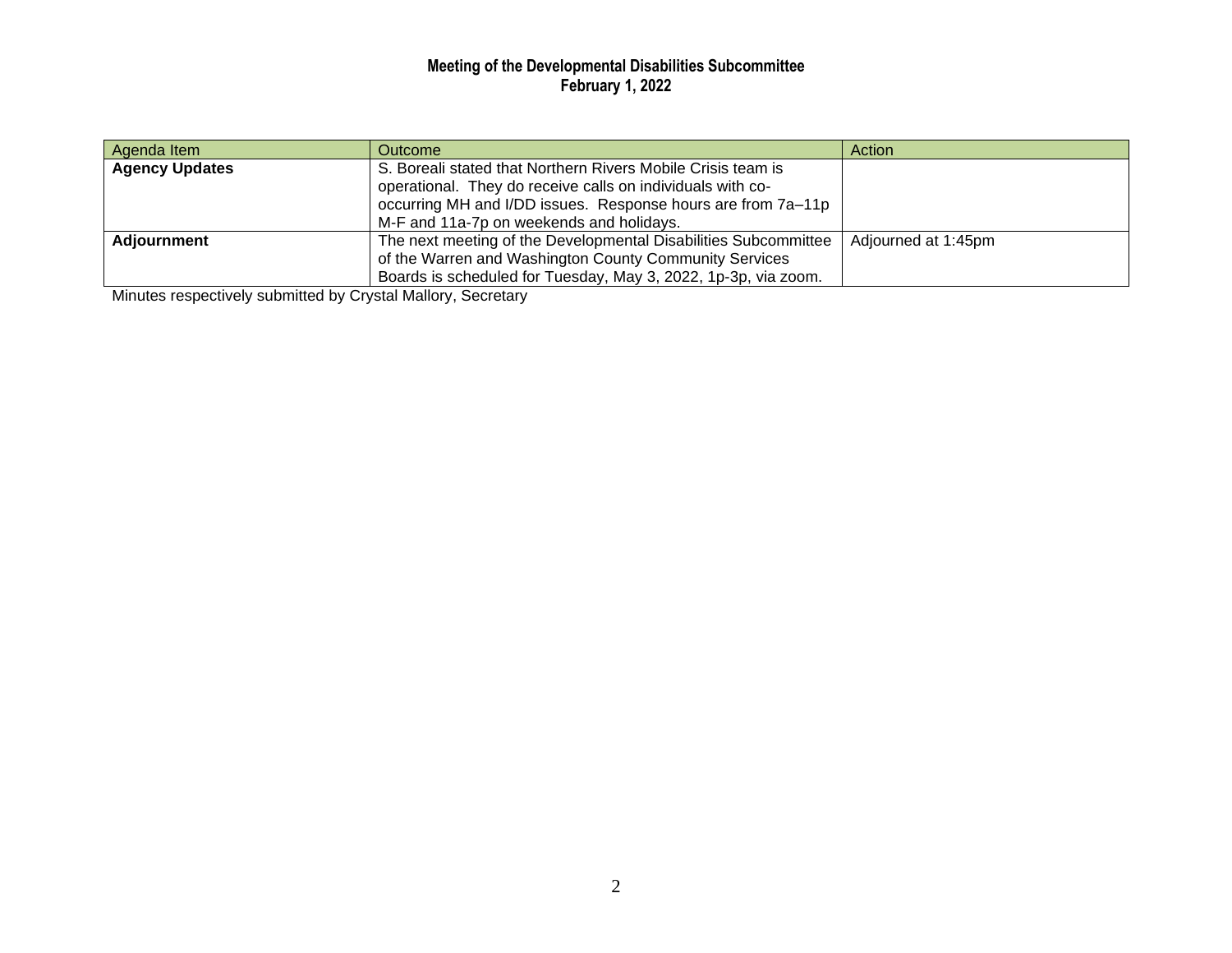**Meeting of the Developmental Disabilities Subcommittee**
**February 1, 2022**

| Agenda Item | Outcome | Action |
|---|---|---|
| **Agency Updates** | S. Boreali stated that Northern Rivers Mobile Crisis team is operational. They do receive calls on individuals with co-occurring MH and I/DD issues. Response hours are from 7a–11p M-F and 11a-7p on weekends and holidays. | |
| **Adjournment** | The next meeting of the Developmental Disabilities Subcommittee of the Warren and Washington County Community Services Boards is scheduled for Tuesday, May 3, 2022, 1p-3p, via zoom. | Adjourned at 1:45pm |

Minutes respectively submitted by Crystal Mallory, Secretary